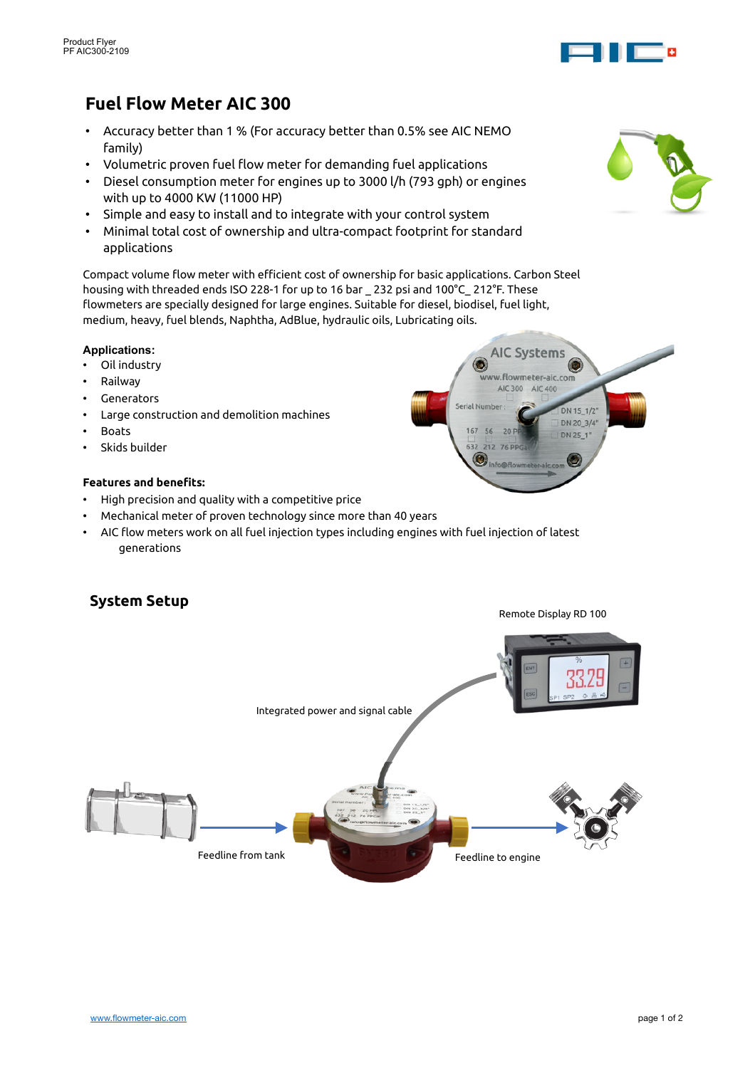# Fuel Flow Meter AIC 300

- Accuracy better than 1 % (For accuracy better than 0.5% see AIC NEMO family)
- Volumetric proven fuel flow meter for demanding fuel applications
- Diesel consumption meter for engines up to 3000 l/h (793 gph) or engines with up to 4000 KW (11000 HP)
- Simple and easy to install and to integrate with your control system
- Minimal total cost of ownership and ultra-compact footprint for standard applications

Compact volume flow meter with efficient cost of ownership for basic applications. Carbon Steel housing with threaded ends ISO 228-1 for up to 16 bar _ 232 psi and 100°C_ 212°F. These flowmeters are specially designed for large engines. Suitable for diesel, biodiesel, fuel light, medium, heavy, fuel blends, Naphtha, AdBlue, hydraulic oils, Lubricating oils.

**Applications:**

- Oil industry
- Railway
- Generators
- Large construction and demolition machines
- Boats
- Skids builder

**Features and benefits:**

- High precision and quality with a competitive price
- Mechanical meter of proven technology since more than 40 years
- AIC flow meters work on all fuel injection types including engines with fuel injection of latest generations

## System Setup

Remote Display RD 100

Integrated power and signal cable

Feedline from tank

Feedline to engine

www.flowmeter-aic.com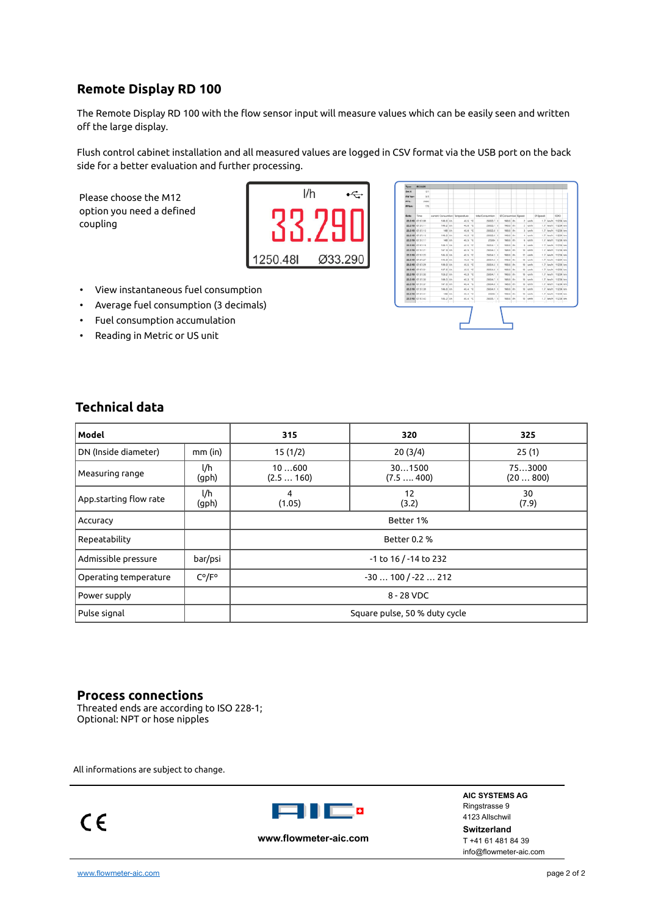## Remote Display RD 100

The Remote Display RD 100 with the flow sensor input will measure values which can be easily seen and written off the large display.

Flush control cabinet installation and all measured values are logged in CSV format via the USB port on the back side for a better evaluation and further processing.

Please choose the M12 option you need a defined coupling

l/h
33.290
1250.48l Ø33.290

- View instantaneous fuel consumption
- Average fuel consumption (3 decimals)
- Fuel consumption accumulation
- Reading in Metric or US unit

## Technical data

| Model | | 315 | 320 | 325 |
|---|---|---|---|---|
| DN (Inside diameter) | mm (in) | 15 (1/2) | 20 (3/4) | 25 (1) |
| Measuring range | l/h (gph) | 10 …600 (2.5 … 160) | 30…1500 (7.5 …. 400) | 75…3000 (20 … 800) |
| App.starting flow rate | l/h (gph) | 4 (1.05) | 12 (3.2) | 30 (7.9) |
| Accuracy | | Better 1% | | |
| Repeatability | | Better 0.2 % | | |
| Admissible pressure | bar/psi | -1 to 16 / -14 to 232 | | |
| Operating temperature | C°/F° | -30 … 100 / -22 … 212 | | |
| Power supply | | 8 - 28 VDC | | |
| Pulse signal | | Square pulse, 50 % duty cycle | | |

## Process connections

Threated ends are according to ISO 228-1;
Optional: NPT or hose nipples

All informations are subject to change.

CE

www.flowmeter-aic.com

**AIC SYSTEMS AG**
Ringstrasse 9
4123 Allschwil
**Switzerland**
T +41 61 481 84 39
info@flowmeter-aic.com

www.flowmeter-aic.com